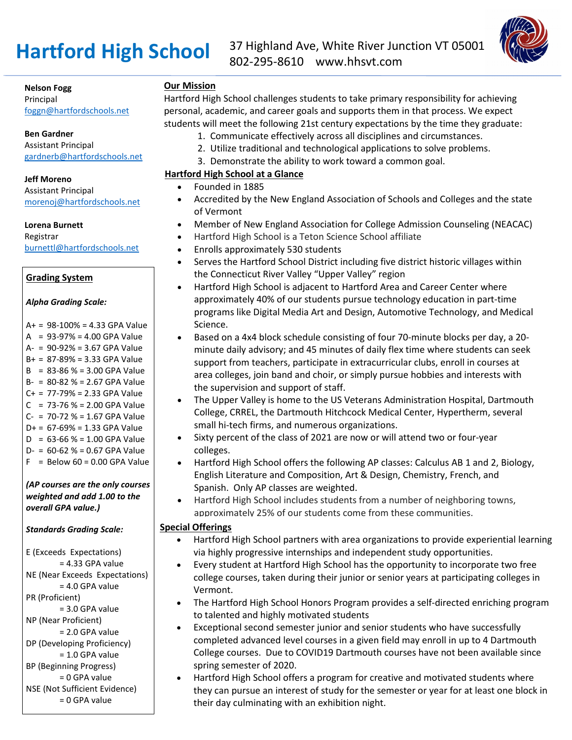# Hartford High School

37 Highland Ave, White River Junction VT 05001
802-295-8610    www.hhsvt.com

**Nelson Fogg**
Principal
foggn@hartfordschools.net

**Ben Gardner**
Assistant Principal
gardnerb@hartfordschools.net

**Jeff Moreno**
Assistant Principal
morenoj@hartfordschools.net

**Lorena Burnett**
Registrar
burnettl@hartfordschools.net

## Grading System

***Alpha Grading Scale:***

A+ = 98-100% = 4.33 GPA Value
A = 93-97% = 4.00 GPA Value
A- = 90-92% = 3.67 GPA Value
B+ = 87-89% = 3.33 GPA Value
B = 83-86 % = 3.00 GPA Value
B- = 80-82 % = 2.67 GPA Value
C+ = 77-79% = 2.33 GPA Value
C = 73-76 % = 2.00 GPA Value
C- = 70-72 % = 1.67 GPA Value
D+ = 67-69% = 1.33 GPA Value
D = 63-66 % = 1.00 GPA Value
D- = 60-62 % = 0.67 GPA Value
F = Below 60 = 0.00 GPA Value

***(AP courses are the only courses weighted and add 1.00 to the overall GPA value.)***

***Standards Grading Scale:***

E (Exceeds Expectations) = 4.33 GPA value
NE (Near Exceeds Expectations) = 4.0 GPA value
PR (Proficient) = 3.0 GPA value
NP (Near Proficient) = 2.0 GPA value
DP (Developing Proficiency) = 1.0 GPA value
BP (Beginning Progress) = 0 GPA value
NSE (Not Sufficient Evidence) = 0 GPA value

## Our Mission

Hartford High School challenges students to take primary responsibility for achieving personal, academic, and career goals and supports them in that process. We expect students will meet the following 21st century expectations by the time they graduate:

1. Communicate effectively across all disciplines and circumstances.
2. Utilize traditional and technological applications to solve problems.
3. Demonstrate the ability to work toward a common goal.

## Hartford High School at a Glance

- Founded in 1885
- Accredited by the New England Association of Schools and Colleges and the state of Vermont
- Member of New England Association for College Admission Counseling (NEACAC)
- Hartford High School is a Teton Science School affiliate
- Enrolls approximately 530 students
- Serves the Hartford School District including five district historic villages within the Connecticut River Valley "Upper Valley" region
- Hartford High School is adjacent to Hartford Area and Career Center where approximately 40% of our students pursue technology education in part-time programs like Digital Media Art and Design, Automotive Technology, and Medical Science.
- Based on a 4x4 block schedule consisting of four 70-minute blocks per day, a 20-minute daily advisory; and 45 minutes of daily flex time where students can seek support from teachers, participate in extracurricular clubs, enroll in courses at area colleges, join band and choir, or simply pursue hobbies and interests with the supervision and support of staff.
- The Upper Valley is home to the US Veterans Administration Hospital, Dartmouth College, CRREL, the Dartmouth Hitchcock Medical Center, Hypertherm, several small hi-tech firms, and numerous organizations.
- Sixty percent of the class of 2021 are now or will attend two or four-year colleges.
- Hartford High School offers the following AP classes: Calculus AB 1 and 2, Biology, English Literature and Composition, Art & Design, Chemistry, French, and Spanish. Only AP classes are weighted.
- Hartford High School includes students from a number of neighboring towns, approximately 25% of our students come from these communities.

## Special Offerings

- Hartford High School partners with area organizations to provide experiential learning via highly progressive internships and independent study opportunities.
- Every student at Hartford High School has the opportunity to incorporate two free college courses, taken during their junior or senior years at participating colleges in Vermont.
- The Hartford High School Honors Program provides a self-directed enriching program to talented and highly motivated students
- Exceptional second semester junior and senior students who have successfully completed advanced level courses in a given field may enroll in up to 4 Dartmouth College courses. Due to COVID19 Dartmouth courses have not been available since spring semester of 2020.
- Hartford High School offers a program for creative and motivated students where they can pursue an interest of study for the semester or year for at least one block in their day culminating with an exhibition night.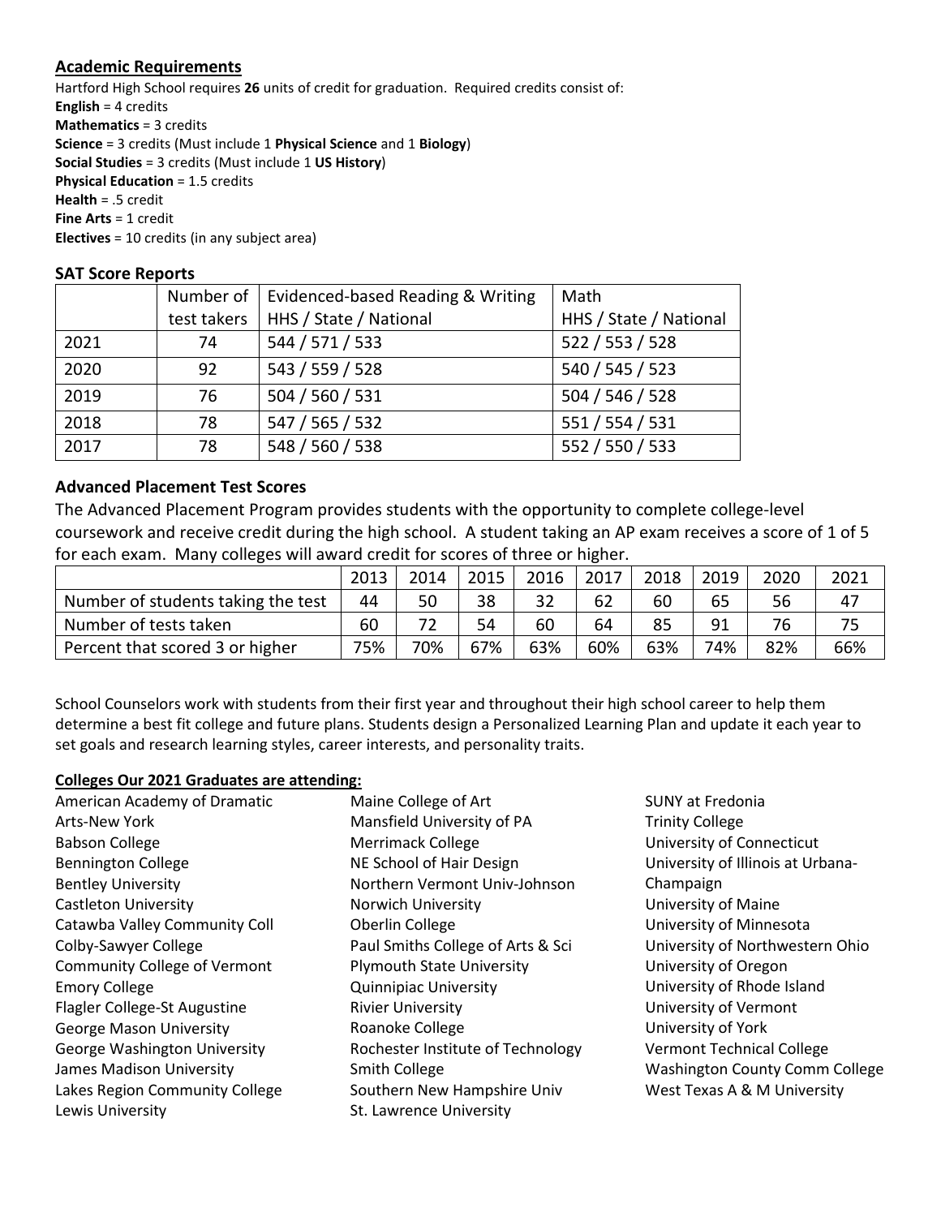## Academic Requirements

Hartford High School requires **26** units of credit for graduation. Required credits consist of:

**English** = 4 credits
**Mathematics** = 3 credits
**Science** = 3 credits (Must include 1 **Physical Science** and 1 **Biology**)
**Social Studies** = 3 credits (Must include 1 **US History**)
**Physical Education** = 1.5 credits
**Health** = .5 credit
**Fine Arts** = 1 credit
**Electives** = 10 credits (in any subject area)

### SAT Score Reports

| | Number of test takers | Evidenced-based Reading & Writing HHS / State / National | Math HHS / State / National |
|---|---|---|---|
| 2021 | 74 | 544 / 571 / 533 | 522 / 553 / 528 |
| 2020 | 92 | 543 / 559 / 528 | 540 / 545 / 523 |
| 2019 | 76 | 504 / 560 / 531 | 504 / 546 / 528 |
| 2018 | 78 | 547 / 565 / 532 | 551 / 554 / 531 |
| 2017 | 78 | 548 / 560 / 538 | 552 / 550 / 533 |

### Advanced Placement Test Scores

The Advanced Placement Program provides students with the opportunity to complete college-level coursework and receive credit during the high school. A student taking an AP exam receives a score of 1 of 5 for each exam. Many colleges will award credit for scores of three or higher.

| | 2013 | 2014 | 2015 | 2016 | 2017 | 2018 | 2019 | 2020 | 2021 |
|---|---|---|---|---|---|---|---|---|---|
| Number of students taking the test | 44 | 50 | 38 | 32 | 62 | 60 | 65 | 56 | 47 |
| Number of tests taken | 60 | 72 | 54 | 60 | 64 | 85 | 91 | 76 | 75 |
| Percent that scored 3 or higher | 75% | 70% | 67% | 63% | 60% | 63% | 74% | 82% | 66% |

School Counselors work with students from their first year and throughout their high school career to help them determine a best fit college and future plans. Students design a Personalized Learning Plan and update it each year to set goals and research learning styles, career interests, and personality traits.

### Colleges Our 2021 Graduates are attending:

American Academy of Dramatic Arts-New York
Babson College
Bennington College
Bentley University
Castleton University
Catawba Valley Community Coll
Colby-Sawyer College
Community College of Vermont
Emory College
Flagler College-St Augustine
George Mason University
George Washington University
James Madison University
Lakes Region Community College
Lewis University
Maine College of Art
Mansfield University of PA
Merrimack College
NE School of Hair Design
Northern Vermont Univ-Johnson
Norwich University
Oberlin College
Paul Smiths College of Arts & Sci
Plymouth State University
Quinnipiac University
Rivier University
Roanoke College
Rochester Institute of Technology
Smith College
Southern New Hampshire Univ
St. Lawrence University
SUNY at Fredonia
Trinity College
University of Connecticut
University of Illinois at Urbana-Champaign
University of Maine
University of Minnesota
University of Northwestern Ohio
University of Oregon
University of Rhode Island
University of Vermont
University of York
Vermont Technical College
Washington County Comm College
West Texas A & M University